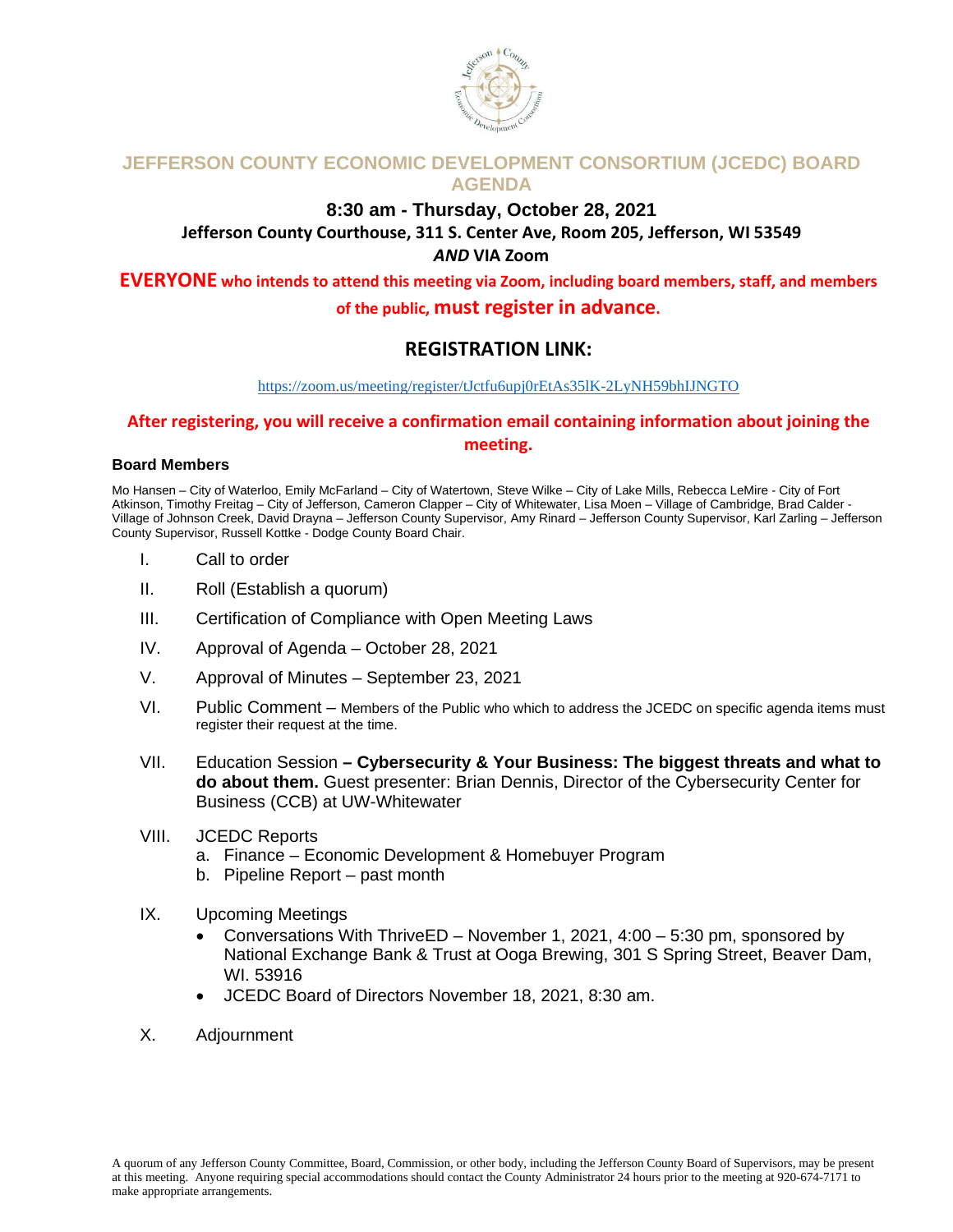# JEFFERSON COUNTY ECONOMIC DEVELOPMENT CONSORTIUM (JCEDC) BOARD AGENDA

**8:30 am - Thursday, October 28, 2021**

**Jefferson County Courthouse, 311 S. Center Ave, Room 205, Jefferson, WI 53549**

***AND* VIA Zoom**

**EVERYONE who intends to attend this meeting via Zoom, including board members, staff, and members of the public, must register in advance.**

## REGISTRATION LINK:

https://zoom.us/meeting/register/tJctfu6upj0rEtAs35lK-2LyNH59bhIJNGTO

**After registering, you will receive a confirmation email containing information about joining the meeting.**

### Board Members

Mo Hansen – City of Waterloo, Emily McFarland – City of Watertown, Steve Wilke – City of Lake Mills, Rebecca LeMire - City of Fort Atkinson, Timothy Freitag – City of Jefferson, Cameron Clapper – City of Whitewater, Lisa Moen – Village of Cambridge, Brad Calder - Village of Johnson Creek, David Drayna – Jefferson County Supervisor, Amy Rinard – Jefferson County Supervisor, Karl Zarling – Jefferson County Supervisor, Russell Kottke - Dodge County Board Chair.

I. Call to order

II. Roll (Establish a quorum)

III. Certification of Compliance with Open Meeting Laws

IV. Approval of Agenda – October 28, 2021

V. Approval of Minutes – September 23, 2021

VI. Public Comment – Members of the Public who which to address the JCEDC on specific agenda items must register their request at the time.

VII. Education Session **– Cybersecurity & Your Business: The biggest threats and what to do about them.** Guest presenter: Brian Dennis, Director of the Cybersecurity Center for Business (CCB) at UW-Whitewater

VIII. JCEDC Reports
   a. Finance – Economic Development & Homebuyer Program
   b. Pipeline Report – past month

IX. Upcoming Meetings
   - Conversations With ThriveED – November 1, 2021, 4:00 – 5:30 pm, sponsored by National Exchange Bank & Trust at Ooga Brewing, 301 S Spring Street, Beaver Dam, WI. 53916
   - JCEDC Board of Directors November 18, 2021, 8:30 am.

X. Adjournment

A quorum of any Jefferson County Committee, Board, Commission, or other body, including the Jefferson County Board of Supervisors, may be present at this meeting. Anyone requiring special accommodations should contact the County Administrator 24 hours prior to the meeting at 920-674-7171 to make appropriate arrangements.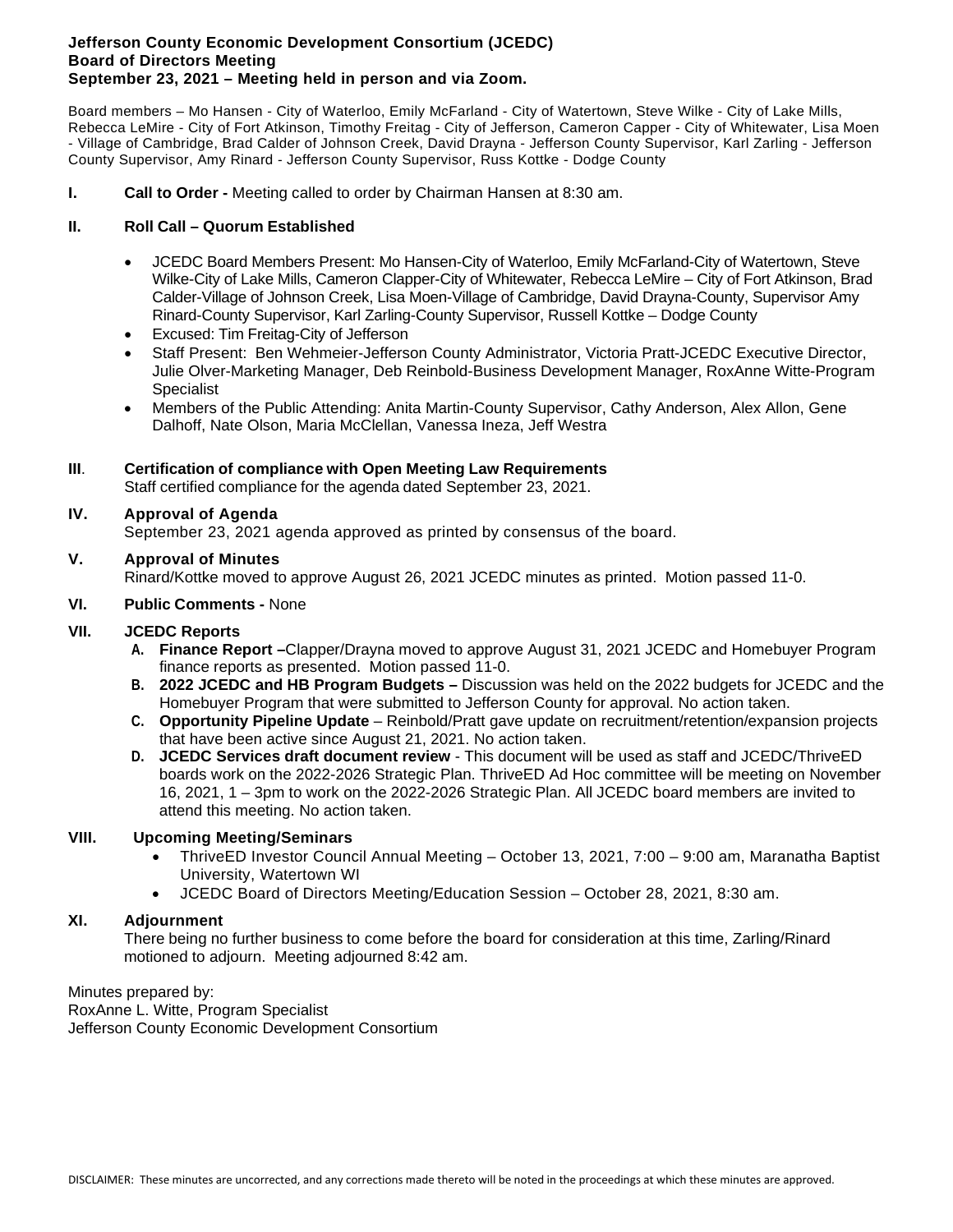**Jefferson County Economic Development Consortium (JCEDC)**
**Board of Directors Meeting**
**September 23, 2021 – Meeting held in person and via Zoom.**

Board members – Mo Hansen - City of Waterloo, Emily McFarland - City of Watertown, Steve Wilke - City of Lake Mills, Rebecca LeMire - City of Fort Atkinson, Timothy Freitag - City of Jefferson, Cameron Capper - City of Whitewater, Lisa Moen - Village of Cambridge, Brad Calder of Johnson Creek, David Drayna - Jefferson County Supervisor, Karl Zarling - Jefferson County Supervisor, Amy Rinard - Jefferson County Supervisor, Russ Kottke - Dodge County

**I. Call to Order -** Meeting called to order by Chairman Hansen at 8:30 am.

**II. Roll Call – Quorum Established**

- JCEDC Board Members Present: Mo Hansen-City of Waterloo, Emily McFarland-City of Watertown, Steve Wilke-City of Lake Mills, Cameron Clapper-City of Whitewater, Rebecca LeMire – City of Fort Atkinson, Brad Calder-Village of Johnson Creek, Lisa Moen-Village of Cambridge, David Drayna-County, Supervisor Amy Rinard-County Supervisor, Karl Zarling-County Supervisor, Russell Kottke – Dodge County
- Excused: Tim Freitag-City of Jefferson
- Staff Present: Ben Wehmeier-Jefferson County Administrator, Victoria Pratt-JCEDC Executive Director, Julie Olver-Marketing Manager, Deb Reinbold-Business Development Manager, RoxAnne Witte-Program Specialist
- Members of the Public Attending: Anita Martin-County Supervisor, Cathy Anderson, Alex Allon, Gene Dalhoff, Nate Olson, Maria McClellan, Vanessa Ineza, Jeff Westra

**III. Certification of compliance with Open Meeting Law Requirements**
Staff certified compliance for the agenda dated September 23, 2021.

**IV. Approval of Agenda**
September 23, 2021 agenda approved as printed by consensus of the board.

**V. Approval of Minutes**
Rinard/Kottke moved to approve August 26, 2021 JCEDC minutes as printed. Motion passed 11-0.

**VI. Public Comments -** None

**VII. JCEDC Reports**

A. **Finance Report –**Clapper/Drayna moved to approve August 31, 2021 JCEDC and Homebuyer Program finance reports as presented. Motion passed 11-0.
B. **2022 JCEDC and HB Program Budgets –** Discussion was held on the 2022 budgets for JCEDC and the Homebuyer Program that were submitted to Jefferson County for approval. No action taken.
C. **Opportunity Pipeline Update** – Reinbold/Pratt gave update on recruitment/retention/expansion projects that have been active since August 21, 2021. No action taken.
D. **JCEDC Services draft document review** - This document will be used as staff and JCEDC/ThriveED boards work on the 2022-2026 Strategic Plan. ThriveED Ad Hoc committee will be meeting on November 16, 2021, 1 – 3pm to work on the 2022-2026 Strategic Plan. All JCEDC board members are invited to attend this meeting. No action taken.

**VIII. Upcoming Meeting/Seminars**

- ThriveED Investor Council Annual Meeting – October 13, 2021, 7:00 – 9:00 am, Maranatha Baptist University, Watertown WI
- JCEDC Board of Directors Meeting/Education Session – October 28, 2021, 8:30 am.

**XI. Adjournment**
There being no further business to come before the board for consideration at this time, Zarling/Rinard motioned to adjourn. Meeting adjourned 8:42 am.

Minutes prepared by:
RoxAnne L. Witte, Program Specialist
Jefferson County Economic Development Consortium

DISCLAIMER: These minutes are uncorrected, and any corrections made thereto will be noted in the proceedings at which these minutes are approved.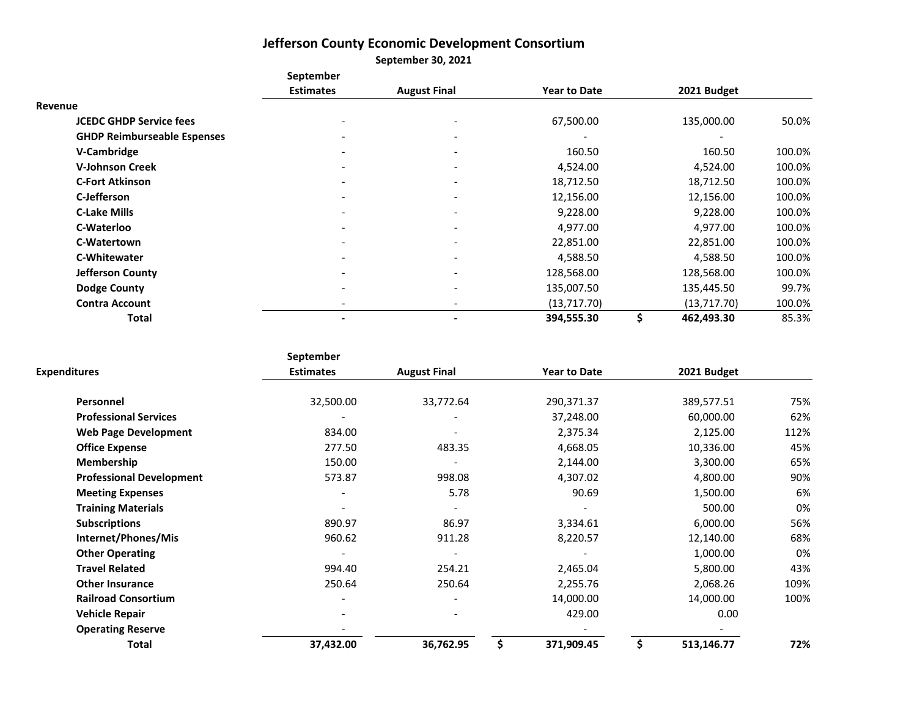# Jefferson County Economic Development Consortium

**September 30, 2021**

| Revenue | September Estimates | August Final | Year to Date | 2021 Budget | |
|---|---|---|---|---|---|
| **JCEDC GHDP Service fees** | - | - | 67,500.00 | 135,000.00 | 50.0% |
| **GHDP Reimburseable Espenses** | - | - | - | - | |
| **V-Cambridge** | - | - | 160.50 | 160.50 | 100.0% |
| **V-Johnson Creek** | - | - | 4,524.00 | 4,524.00 | 100.0% |
| **C-Fort Atkinson** | - | - | 18,712.50 | 18,712.50 | 100.0% |
| **C-Jefferson** | - | - | 12,156.00 | 12,156.00 | 100.0% |
| **C-Lake Mills** | - | - | 9,228.00 | 9,228.00 | 100.0% |
| **C-Waterloo** | - | - | 4,977.00 | 4,977.00 | 100.0% |
| **C-Watertown** | - | - | 22,851.00 | 22,851.00 | 100.0% |
| **C-Whitewater** | - | - | 4,588.50 | 4,588.50 | 100.0% |
| **Jefferson County** | - | - | 128,568.00 | 128,568.00 | 100.0% |
| **Dodge County** | - | - | 135,007.50 | 135,445.50 | 99.7% |
| **Contra Account** | - | - | (13,717.70) | (13,717.70) | 100.0% |
| **Total** | **-** | **-** | **394,555.30** | **$ 462,493.30** | 85.3% |

| Expenditures | September Estimates | August Final | Year to Date | 2021 Budget | |
|---|---|---|---|---|---|
| **Personnel** | 32,500.00 | 33,772.64 | 290,371.37 | 389,577.51 | 75% |
| **Professional Services** | - | - | 37,248.00 | 60,000.00 | 62% |
| **Web Page Development** | 834.00 | - | 2,375.34 | 2,125.00 | 112% |
| **Office Expense** | 277.50 | 483.35 | 4,668.05 | 10,336.00 | 45% |
| **Membership** | 150.00 | - | 2,144.00 | 3,300.00 | 65% |
| **Professional Development** | 573.87 | 998.08 | 4,307.02 | 4,800.00 | 90% |
| **Meeting Expenses** | - | 5.78 | 90.69 | 1,500.00 | 6% |
| **Training Materials** | - | - | - | 500.00 | 0% |
| **Subscriptions** | 890.97 | 86.97 | 3,334.61 | 6,000.00 | 56% |
| **Internet/Phones/Mis** | 960.62 | 911.28 | 8,220.57 | 12,140.00 | 68% |
| **Other Operating** | - | - | - | 1,000.00 | 0% |
| **Travel Related** | 994.40 | 254.21 | 2,465.04 | 5,800.00 | 43% |
| **Other Insurance** | 250.64 | 250.64 | 2,255.76 | 2,068.26 | 109% |
| **Railroad Consortium** | - | - | 14,000.00 | 14,000.00 | 100% |
| **Vehicle Repair** | - | - | 429.00 | 0.00 | |
| **Operating Reserve** | - | | - | - | |
| **Total** | **37,432.00** | **36,762.95** | **$ 371,909.45** | **$ 513,146.77** | **72%** |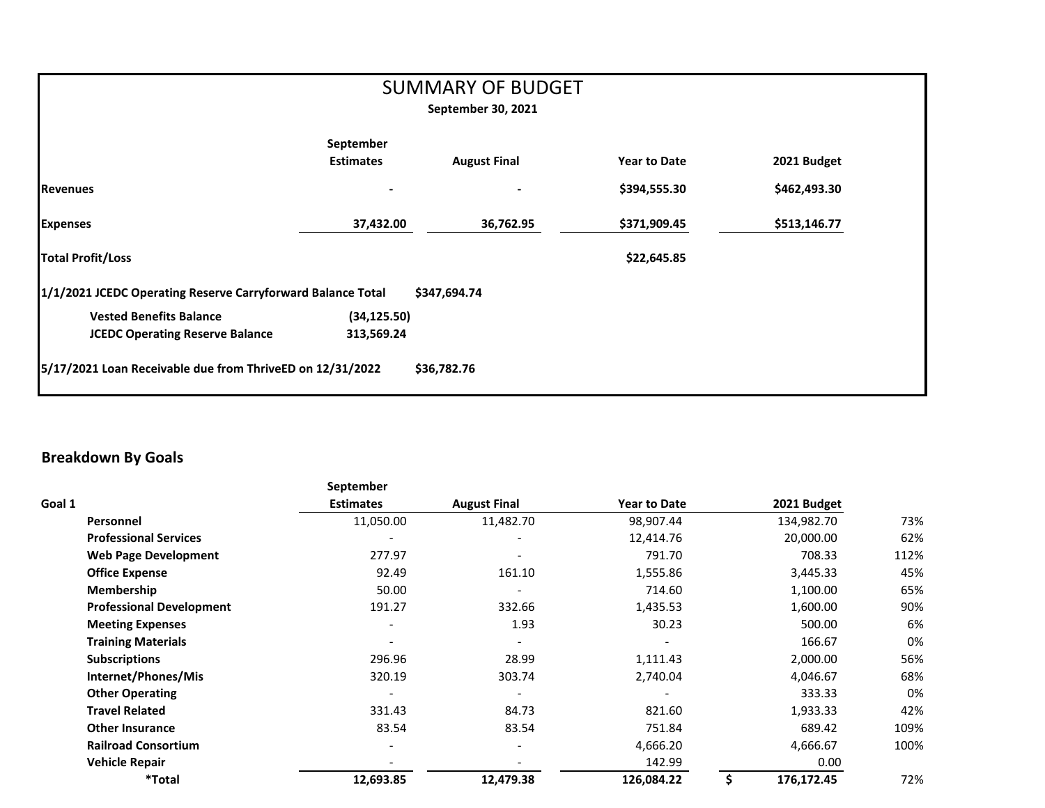# SUMMARY OF BUDGET

**September 30, 2021**

| | September Estimates | August Final | Year to Date | 2021 Budget |
|---|---|---|---|---|
| **Revenues** | - | - | $394,555.30 | $462,493.30 |
| **Expenses** | 37,432.00 | 36,762.95 | $371,909.45 | $513,146.77 |
| **Total Profit/Loss** | | | $22,645.85 | |

| | | |
|---|---|---|
| **1/1/2021 JCEDC Operating Reserve Carryforward Balance Total** | | $347,694.74 |
| **Vested Benefits Balance** | (34,125.50) | |
| **JCEDC Operating Reserve Balance** | 313,569.24 | |
| **5/17/2021 Loan Receivable due from ThriveED on 12/31/2022** | | $36,782.76 |

## Breakdown By Goals

| Goal 1 | September Estimates | August Final | Year to Date | 2021 Budget | |
|---|---|---|---|---|---|
| **Personnel** | 11,050.00 | 11,482.70 | 98,907.44 | 134,982.70 | 73% |
| **Professional Services** | - | - | 12,414.76 | 20,000.00 | 62% |
| **Web Page Development** | 277.97 | - | 791.70 | 708.33 | 112% |
| **Office Expense** | 92.49 | 161.10 | 1,555.86 | 3,445.33 | 45% |
| **Membership** | 50.00 | - | 714.60 | 1,100.00 | 65% |
| **Professional Development** | 191.27 | 332.66 | 1,435.53 | 1,600.00 | 90% |
| **Meeting Expenses** | - | 1.93 | 30.23 | 500.00 | 6% |
| **Training Materials** | - | - | - | 166.67 | 0% |
| **Subscriptions** | 296.96 | 28.99 | 1,111.43 | 2,000.00 | 56% |
| **Internet/Phones/Mis** | 320.19 | 303.74 | 2,740.04 | 4,046.67 | 68% |
| **Other Operating** | - | - | - | 333.33 | 0% |
| **Travel Related** | 331.43 | 84.73 | 821.60 | 1,933.33 | 42% |
| **Other Insurance** | 83.54 | 83.54 | 751.84 | 689.42 | 109% |
| **Railroad Consortium** | - | - | 4,666.20 | 4,666.67 | 100% |
| **Vehicle Repair** | - | - | 142.99 | 0.00 | |
| ***Total** | **12,693.85** | **12,479.38** | **126,084.22** | **$ 176,172.45** | 72% |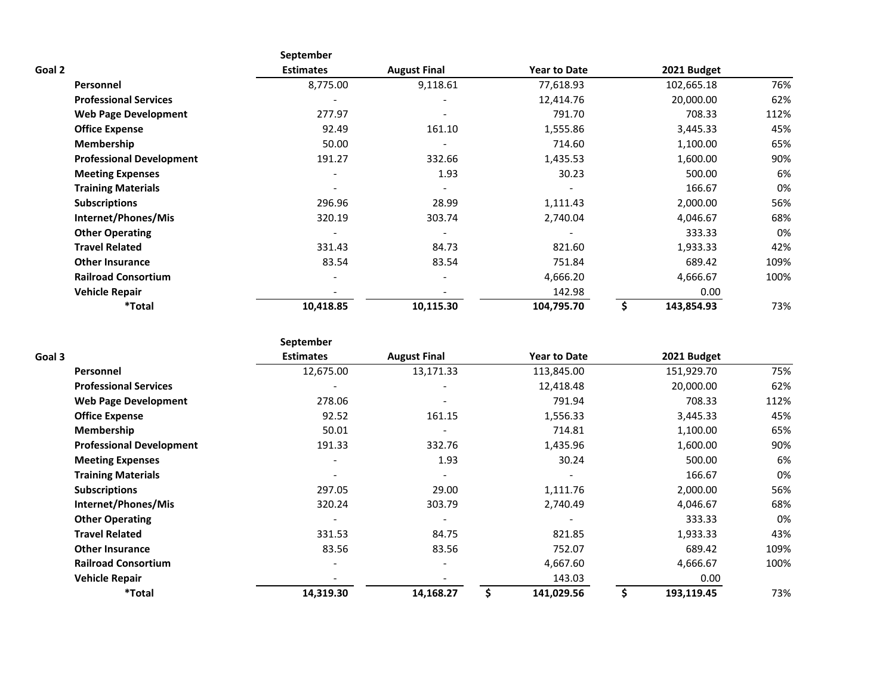| Goal 2 | September Estimates | August Final | Year to Date | 2021 Budget | |
|---|---|---|---|---|---|
| **Personnel** | 8,775.00 | 9,118.61 | 77,618.93 | 102,665.18 | 76% |
| **Professional Services** | - | - | 12,414.76 | 20,000.00 | 62% |
| **Web Page Development** | 277.97 | - | 791.70 | 708.33 | 112% |
| **Office Expense** | 92.49 | 161.10 | 1,555.86 | 3,445.33 | 45% |
| **Membership** | 50.00 | - | 714.60 | 1,100.00 | 65% |
| **Professional Development** | 191.27 | 332.66 | 1,435.53 | 1,600.00 | 90% |
| **Meeting Expenses** | - | 1.93 | 30.23 | 500.00 | 6% |
| **Training Materials** | - | - | - | 166.67 | 0% |
| **Subscriptions** | 296.96 | 28.99 | 1,111.43 | 2,000.00 | 56% |
| **Internet/Phones/Mis** | 320.19 | 303.74 | 2,740.04 | 4,046.67 | 68% |
| **Other Operating** | - | - | - | 333.33 | 0% |
| **Travel Related** | 331.43 | 84.73 | 821.60 | 1,933.33 | 42% |
| **Other Insurance** | 83.54 | 83.54 | 751.84 | 689.42 | 109% |
| **Railroad Consortium** | - | - | 4,666.20 | 4,666.67 | 100% |
| **Vehicle Repair** | - | - | 142.98 | 0.00 | |
| ***Total** | **10,418.85** | **10,115.30** | **104,795.70** | **$ 143,854.93** | 73% |

| Goal 3 | September Estimates | August Final | Year to Date | 2021 Budget | |
|---|---|---|---|---|---|
| **Personnel** | 12,675.00 | 13,171.33 | 113,845.00 | 151,929.70 | 75% |
| **Professional Services** | - | - | 12,418.48 | 20,000.00 | 62% |
| **Web Page Development** | 278.06 | - | 791.94 | 708.33 | 112% |
| **Office Expense** | 92.52 | 161.15 | 1,556.33 | 3,445.33 | 45% |
| **Membership** | 50.01 | - | 714.81 | 1,100.00 | 65% |
| **Professional Development** | 191.33 | 332.76 | 1,435.96 | 1,600.00 | 90% |
| **Meeting Expenses** | - | 1.93 | 30.24 | 500.00 | 6% |
| **Training Materials** | - | - | - | 166.67 | 0% |
| **Subscriptions** | 297.05 | 29.00 | 1,111.76 | 2,000.00 | 56% |
| **Internet/Phones/Mis** | 320.24 | 303.79 | 2,740.49 | 4,046.67 | 68% |
| **Other Operating** | - | - | - | 333.33 | 0% |
| **Travel Related** | 331.53 | 84.75 | 821.85 | 1,933.33 | 43% |
| **Other Insurance** | 83.56 | 83.56 | 752.07 | 689.42 | 109% |
| **Railroad Consortium** | - | - | 4,667.60 | 4,666.67 | 100% |
| **Vehicle Repair** | - | - | 143.03 | 0.00 | |
| ***Total** | **14,319.30** | **14,168.27** | **$ 141,029.56** | **$ 193,119.45** | 73% |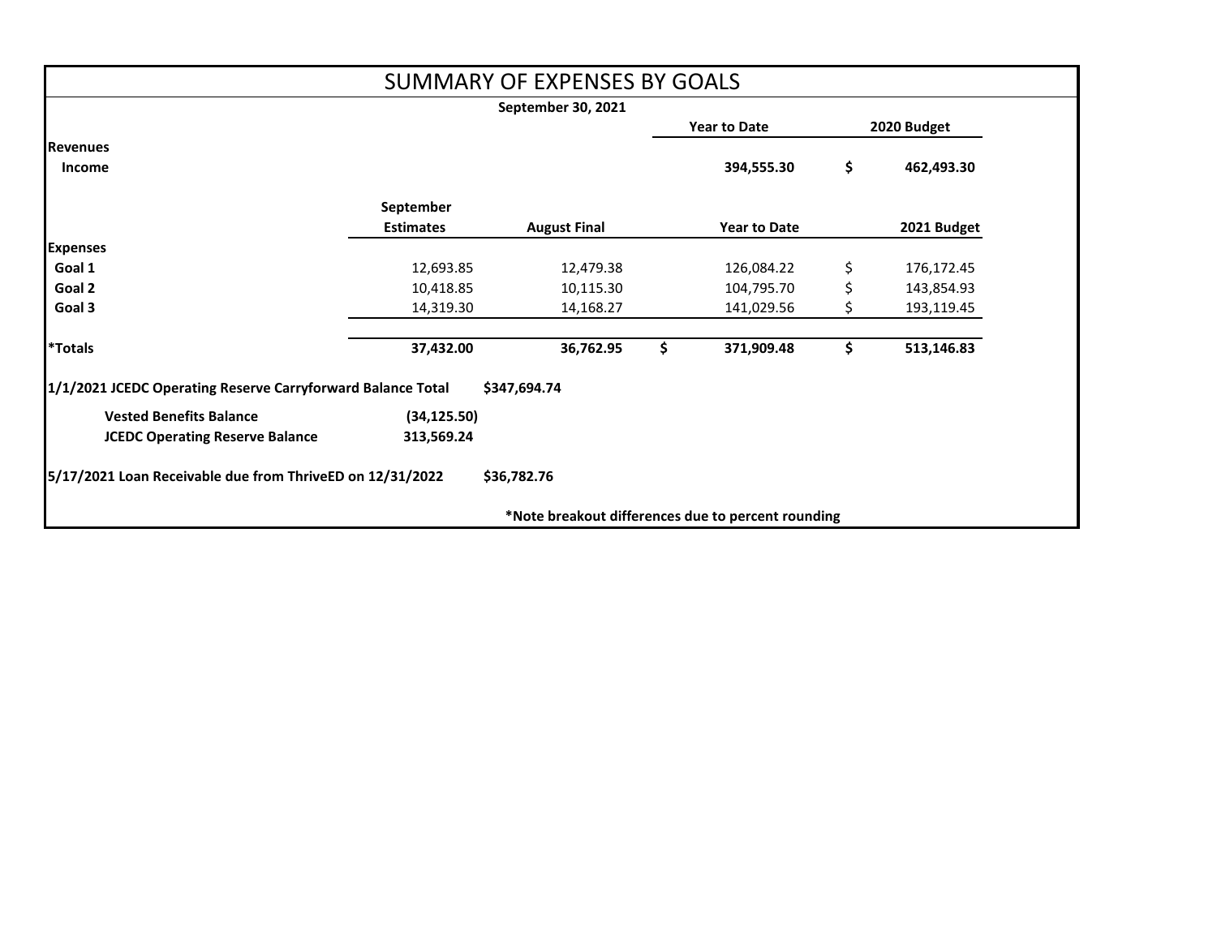# SUMMARY OF EXPENSES BY GOALS

**September 30, 2021**

| | | | **Year to Date** | **2020 Budget** |
|---|---|---|---|---|
| **Revenues** | | | | |
| **Income** | | | **394,555.30** | **$ 462,493.30** |

| | **September Estimates** | **August Final** | **Year to Date** | **2021 Budget** |
|---|---|---|---|---|
| **Expenses** | | | | |
| **Goal 1** | 12,693.85 | 12,479.38 | 126,084.22 | $ 176,172.45 |
| **Goal 2** | 10,418.85 | 10,115.30 | 104,795.70 | $ 143,854.93 |
| **Goal 3** | 14,319.30 | 14,168.27 | 141,029.56 | $ 193,119.45 |
| **\*Totals** | **37,432.00** | **36,762.95** | **$ 371,909.48** | **$ 513,146.83** |

**1/1/2021 JCEDC Operating Reserve Carryforward Balance Total** **$347,694.74**

| | |
|---|---|
| **Vested Benefits Balance** | **(34,125.50)** |
| **JCEDC Operating Reserve Balance** | **313,569.24** |

**5/17/2021 Loan Receivable due from ThriveED on 12/31/2022** **$36,782.76**

**\*Note breakout differences due to percent rounding**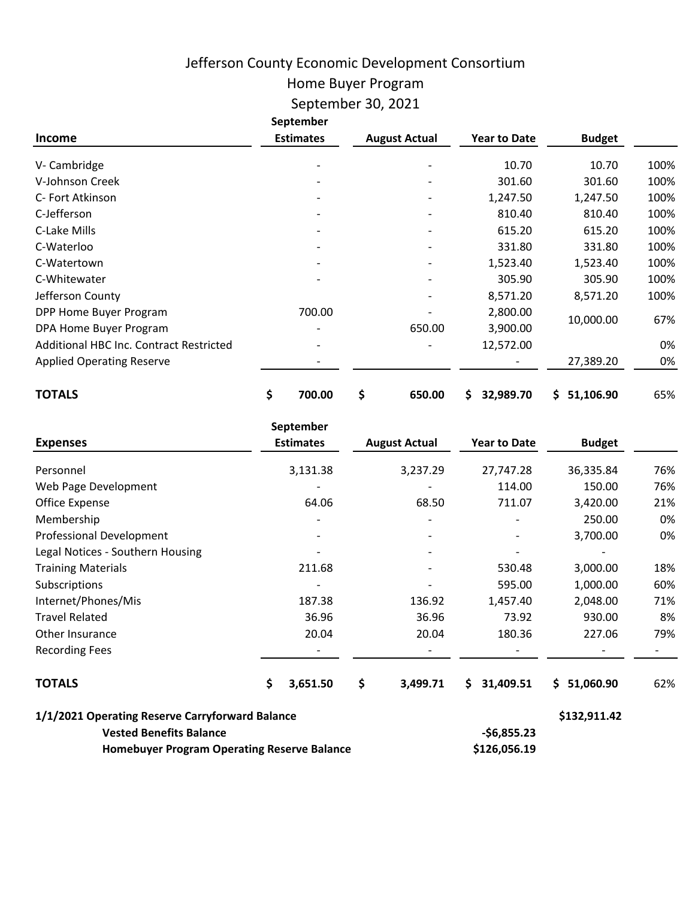# Jefferson County Economic Development Consortium

## Home Buyer Program

## September 30, 2021

| Income | September Estimates | August Actual | Year to Date | Budget | |
|---|---|---|---|---|---|
| V- Cambridge | - | - | 10.70 | 10.70 | 100% |
| V-Johnson Creek | - | - | 301.60 | 301.60 | 100% |
| C- Fort Atkinson | - | - | 1,247.50 | 1,247.50 | 100% |
| C-Jefferson | - | - | 810.40 | 810.40 | 100% |
| C-Lake Mills | - | - | 615.20 | 615.20 | 100% |
| C-Waterloo | - | - | 331.80 | 331.80 | 100% |
| C-Watertown | - | - | 1,523.40 | 1,523.40 | 100% |
| C-Whitewater | - | - | 305.90 | 305.90 | 100% |
| Jefferson County | | - | 8,571.20 | 8,571.20 | 100% |
| DPP Home Buyer Program | 700.00 | - | 2,800.00 | 10,000.00 | 67% |
| DPA Home Buyer Program | - | 650.00 | 3,900.00 | | |
| Additional HBC Inc. Contract Restricted | - | - | 12,572.00 | | 0% |
| Applied Operating Reserve | - | | - | 27,389.20 | 0% |
| **TOTALS** | **$ 700.00** | **$ 650.00** | **$ 32,989.70** | **$ 51,106.90** | 65% |

| Expenses | September Estimates | August Actual | Year to Date | Budget | |
|---|---|---|---|---|---|
| Personnel | 3,131.38 | 3,237.29 | 27,747.28 | 36,335.84 | 76% |
| Web Page Development | - | - | 114.00 | 150.00 | 76% |
| Office Expense | 64.06 | 68.50 | 711.07 | 3,420.00 | 21% |
| Membership | - | - | - | 250.00 | 0% |
| Professional Development | - | - | - | 3,700.00 | 0% |
| Legal Notices - Southern Housing | - | - | - | - | |
| Training Materials | 211.68 | - | 530.48 | 3,000.00 | 18% |
| Subscriptions | - | - | 595.00 | 1,000.00 | 60% |
| Internet/Phones/Mis | 187.38 | 136.92 | 1,457.40 | 2,048.00 | 71% |
| Travel Related | 36.96 | 36.96 | 73.92 | 930.00 | 8% |
| Other Insurance | 20.04 | 20.04 | 180.36 | 227.06 | 79% |
| Recording Fees | - | - | - | - | - |
| **TOTALS** | **$ 3,651.50** | **$ 3,499.71** | **$ 31,409.51** | **$ 51,060.90** | 62% |

**1/1/2021 Operating Reserve Carryforward Balance** **$132,911.42**

**Vested Benefits Balance** **-$6,855.23**

**Homebuyer Program Operating Reserve Balance** **$126,056.19**